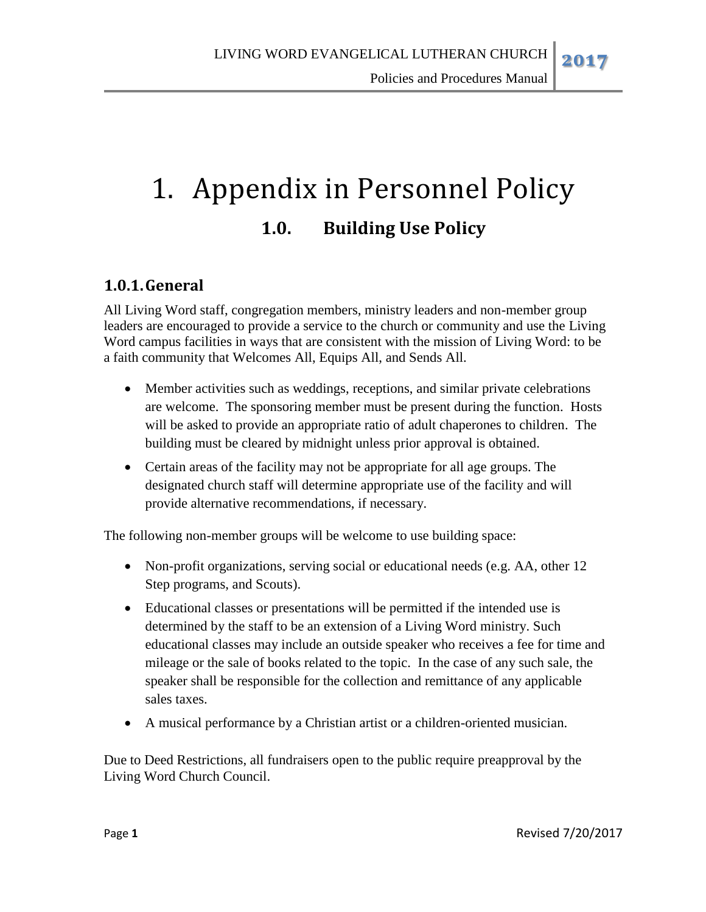# 1. Appendix in Personnel Policy

## 1.0. Building Use Policy

### 1.0.1. General

All Living Word staff, congregation members, ministry leaders and non-member group leaders are encouraged to provide a service to the church or community and use the Living Word campus facilities in ways that are consistent with the mission of Living Word: to be a faith community that Welcomes All, Equips All, and Sends All.

- Member activities such as weddings, receptions, and similar private celebrations are welcome. The sponsoring member must be present during the function. Hosts will be asked to provide an appropriate ratio of adult chaperones to children. The building must be cleared by midnight unless prior approval is obtained.
- Certain areas of the facility may not be appropriate for all age groups. The designated church staff will determine appropriate use of the facility and will provide alternative recommendations, if necessary.

The following non-member groups will be welcome to use building space:

- Non-profit organizations, serving social or educational needs (e.g. AA, other 12 Step programs, and Scouts).
- Educational classes or presentations will be permitted if the intended use is determined by the staff to be an extension of a Living Word ministry. Such educational classes may include an outside speaker who receives a fee for time and mileage or the sale of books related to the topic. In the case of any such sale, the speaker shall be responsible for the collection and remittance of any applicable sales taxes.
- A musical performance by a Christian artist or a children-oriented musician.

Due to Deed Restrictions, all fundraisers open to the public require preapproval by the Living Word Church Council.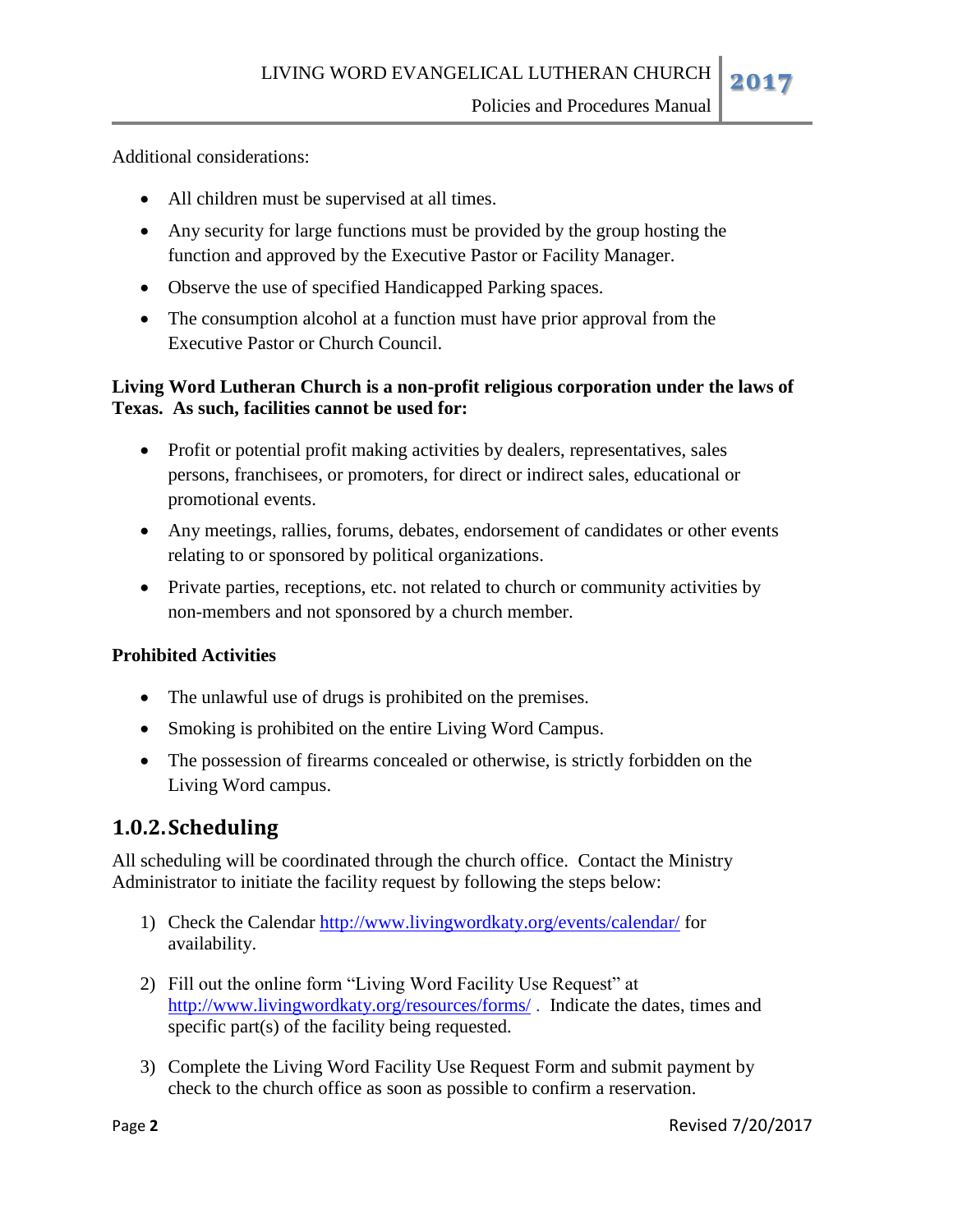Additional considerations:

- All children must be supervised at all times.
- Any security for large functions must be provided by the group hosting the function and approved by the Executive Pastor or Facility Manager.
- Observe the use of specified Handicapped Parking spaces.
- The consumption alcohol at a function must have prior approval from the Executive Pastor or Church Council.

**Living Word Lutheran Church is a non-profit religious corporation under the laws of Texas. As such, facilities cannot be used for:**

- Profit or potential profit making activities by dealers, representatives, sales persons, franchisees, or promoters, for direct or indirect sales, educational or promotional events.
- Any meetings, rallies, forums, debates, endorsement of candidates or other events relating to or sponsored by political organizations.
- Private parties, receptions, etc. not related to church or community activities by non-members and not sponsored by a church member.

**Prohibited Activities**

- The unlawful use of drugs is prohibited on the premises.
- Smoking is prohibited on the entire Living Word Campus.
- The possession of firearms concealed or otherwise, is strictly forbidden on the Living Word campus.

## 1.0.2. Scheduling

All scheduling will be coordinated through the church office. Contact the Ministry Administrator to initiate the facility request by following the steps below:

1) Check the Calendar http://www.livingwordkaty.org/events/calendar/ for availability.

2) Fill out the online form "Living Word Facility Use Request" at http://www.livingwordkaty.org/resources/forms/ . Indicate the dates, times and specific part(s) of the facility being requested.

3) Complete the Living Word Facility Use Request Form and submit payment by check to the church office as soon as possible to confirm a reservation.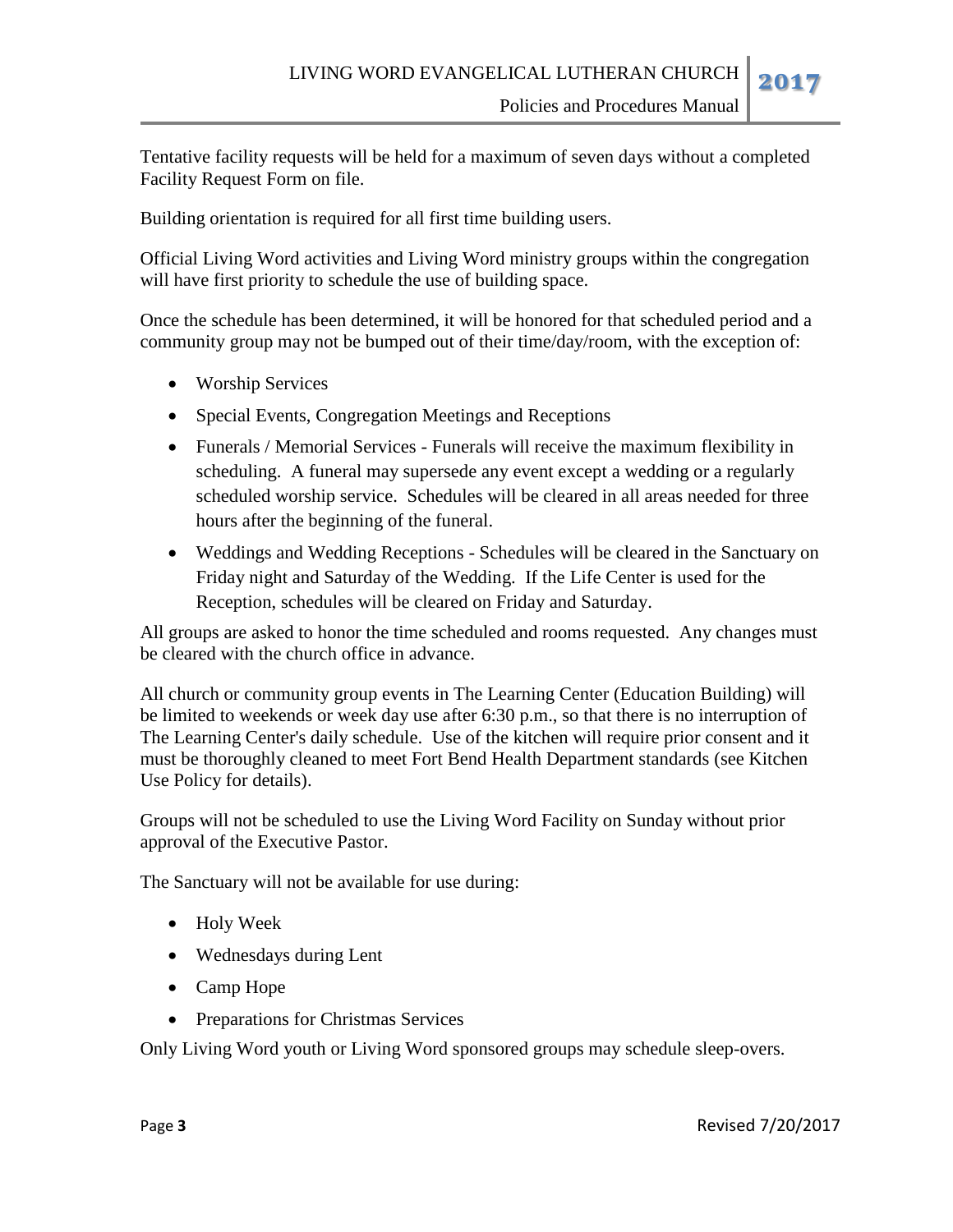Tentative facility requests will be held for a maximum of seven days without a completed Facility Request Form on file.

Building orientation is required for all first time building users.

Official Living Word activities and Living Word ministry groups within the congregation will have first priority to schedule the use of building space.

Once the schedule has been determined, it will be honored for that scheduled period and a community group may not be bumped out of their time/day/room, with the exception of:

- Worship Services
- Special Events, Congregation Meetings and Receptions
- Funerals / Memorial Services - Funerals will receive the maximum flexibility in scheduling. A funeral may supersede any event except a wedding or a regularly scheduled worship service. Schedules will be cleared in all areas needed for three hours after the beginning of the funeral.
- Weddings and Wedding Receptions - Schedules will be cleared in the Sanctuary on Friday night and Saturday of the Wedding. If the Life Center is used for the Reception, schedules will be cleared on Friday and Saturday.

All groups are asked to honor the time scheduled and rooms requested. Any changes must be cleared with the church office in advance.

All church or community group events in The Learning Center (Education Building) will be limited to weekends or week day use after 6:30 p.m., so that there is no interruption of The Learning Center's daily schedule. Use of the kitchen will require prior consent and it must be thoroughly cleaned to meet Fort Bend Health Department standards (see Kitchen Use Policy for details).

Groups will not be scheduled to use the Living Word Facility on Sunday without prior approval of the Executive Pastor.

The Sanctuary will not be available for use during:

- Holy Week
- Wednesdays during Lent
- Camp Hope
- Preparations for Christmas Services

Only Living Word youth or Living Word sponsored groups may schedule sleep-overs.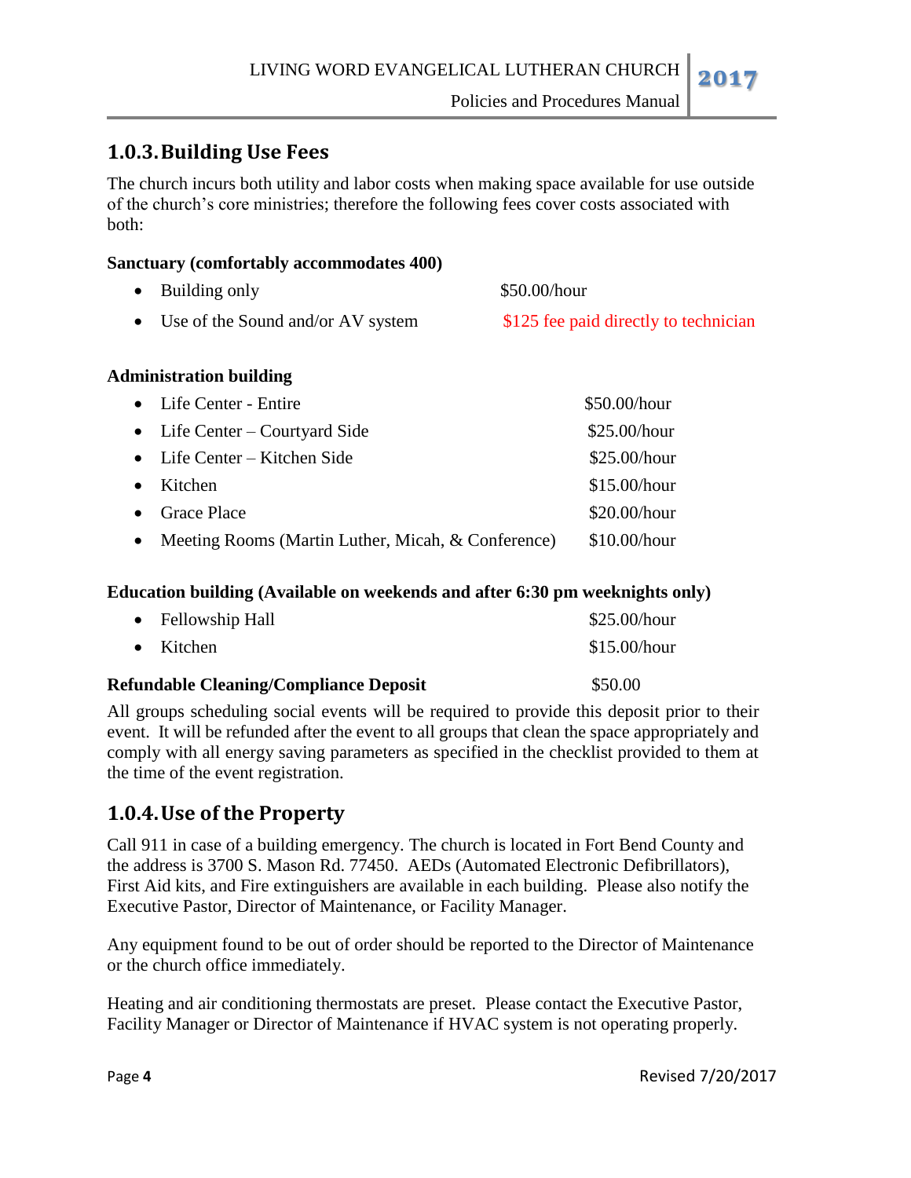## 1.0.3. Building Use Fees

The church incurs both utility and labor costs when making space available for use outside of the church's core ministries; therefore the following fees cover costs associated with both:

**Sanctuary (comfortably accommodates 400)**

- Building only — $50.00/hour
- Use of the Sound and/or AV system — $125 fee paid directly to technician

**Administration building**

- Life Center - Entire — $50.00/hour
- Life Center – Courtyard Side — $25.00/hour
- Life Center – Kitchen Side — $25.00/hour
- Kitchen — $15.00/hour
- Grace Place — $20.00/hour
- Meeting Rooms (Martin Luther, Micah, & Conference) — $10.00/hour

**Education building (Available on weekends and after 6:30 pm weeknights only)**

- Fellowship Hall — $25.00/hour
- Kitchen — $15.00/hour

**Refundable Cleaning/Compliance Deposit** — $50.00

All groups scheduling social events will be required to provide this deposit prior to their event. It will be refunded after the event to all groups that clean the space appropriately and comply with all energy saving parameters as specified in the checklist provided to them at the time of the event registration.

## 1.0.4. Use of the Property

Call 911 in case of a building emergency. The church is located in Fort Bend County and the address is 3700 S. Mason Rd. 77450. AEDs (Automated Electronic Defibrillators), First Aid kits, and Fire extinguishers are available in each building. Please also notify the Executive Pastor, Director of Maintenance, or Facility Manager.

Any equipment found to be out of order should be reported to the Director of Maintenance or the church office immediately.

Heating and air conditioning thermostats are preset. Please contact the Executive Pastor, Facility Manager or Director of Maintenance if HVAC system is not operating properly.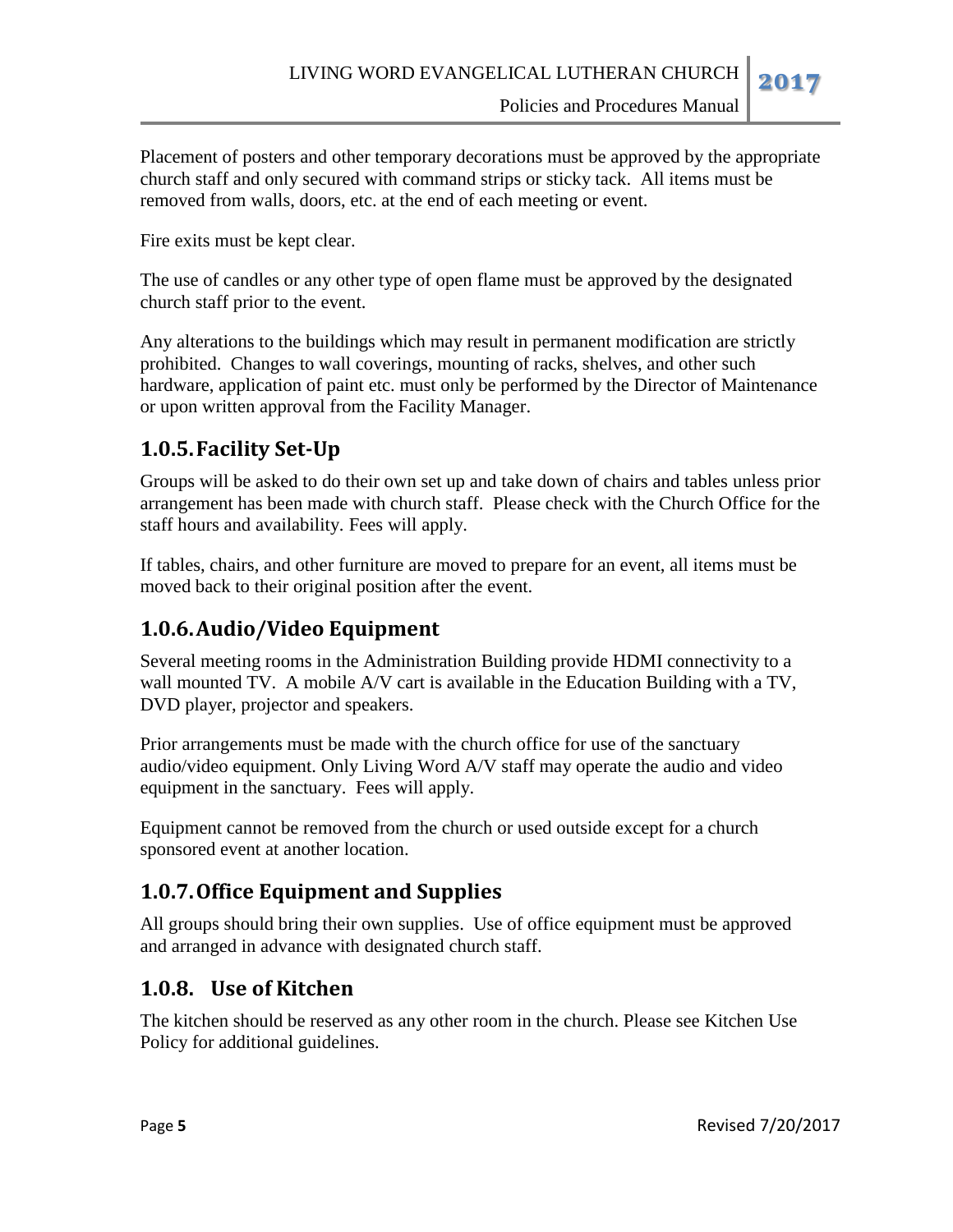Placement of posters and other temporary decorations must be approved by the appropriate church staff and only secured with command strips or sticky tack. All items must be removed from walls, doors, etc. at the end of each meeting or event.

Fire exits must be kept clear.

The use of candles or any other type of open flame must be approved by the designated church staff prior to the event.

Any alterations to the buildings which may result in permanent modification are strictly prohibited. Changes to wall coverings, mounting of racks, shelves, and other such hardware, application of paint etc. must only be performed by the Director of Maintenance or upon written approval from the Facility Manager.

### 1.0.5. Facility Set-Up

Groups will be asked to do their own set up and take down of chairs and tables unless prior arrangement has been made with church staff. Please check with the Church Office for the staff hours and availability. Fees will apply.

If tables, chairs, and other furniture are moved to prepare for an event, all items must be moved back to their original position after the event.

### 1.0.6. Audio/Video Equipment

Several meeting rooms in the Administration Building provide HDMI connectivity to a wall mounted TV. A mobile A/V cart is available in the Education Building with a TV, DVD player, projector and speakers.

Prior arrangements must be made with the church office for use of the sanctuary audio/video equipment. Only Living Word A/V staff may operate the audio and video equipment in the sanctuary. Fees will apply.

Equipment cannot be removed from the church or used outside except for a church sponsored event at another location.

### 1.0.7. Office Equipment and Supplies

All groups should bring their own supplies. Use of office equipment must be approved and arranged in advance with designated church staff.

### 1.0.8. Use of Kitchen

The kitchen should be reserved as any other room in the church. Please see Kitchen Use Policy for additional guidelines.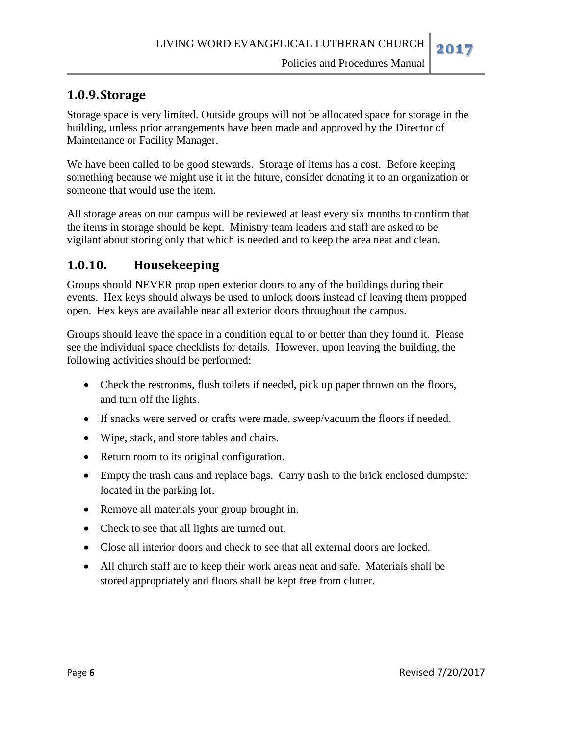### 1.0.9. Storage

Storage space is very limited. Outside groups will not be allocated space for storage in the building, unless prior arrangements have been made and approved by the Director of Maintenance or Facility Manager.

We have been called to be good stewards. Storage of items has a cost. Before keeping something because we might use it in the future, consider donating it to an organization or someone that would use the item.

All storage areas on our campus will be reviewed at least every six months to confirm that the items in storage should be kept. Ministry team leaders and staff are asked to be vigilant about storing only that which is needed and to keep the area neat and clean.

### 1.0.10. Housekeeping

Groups should NEVER prop open exterior doors to any of the buildings during their events. Hex keys should always be used to unlock doors instead of leaving them propped open. Hex keys are available near all exterior doors throughout the campus.

Groups should leave the space in a condition equal to or better than they found it. Please see the individual space checklists for details. However, upon leaving the building, the following activities should be performed:

- Check the restrooms, flush toilets if needed, pick up paper thrown on the floors, and turn off the lights.
- If snacks were served or crafts were made, sweep/vacuum the floors if needed.
- Wipe, stack, and store tables and chairs.
- Return room to its original configuration.
- Empty the trash cans and replace bags. Carry trash to the brick enclosed dumpster located in the parking lot.
- Remove all materials your group brought in.
- Check to see that all lights are turned out.
- Close all interior doors and check to see that all external doors are locked.
- All church staff are to keep their work areas neat and safe. Materials shall be stored appropriately and floors shall be kept free from clutter.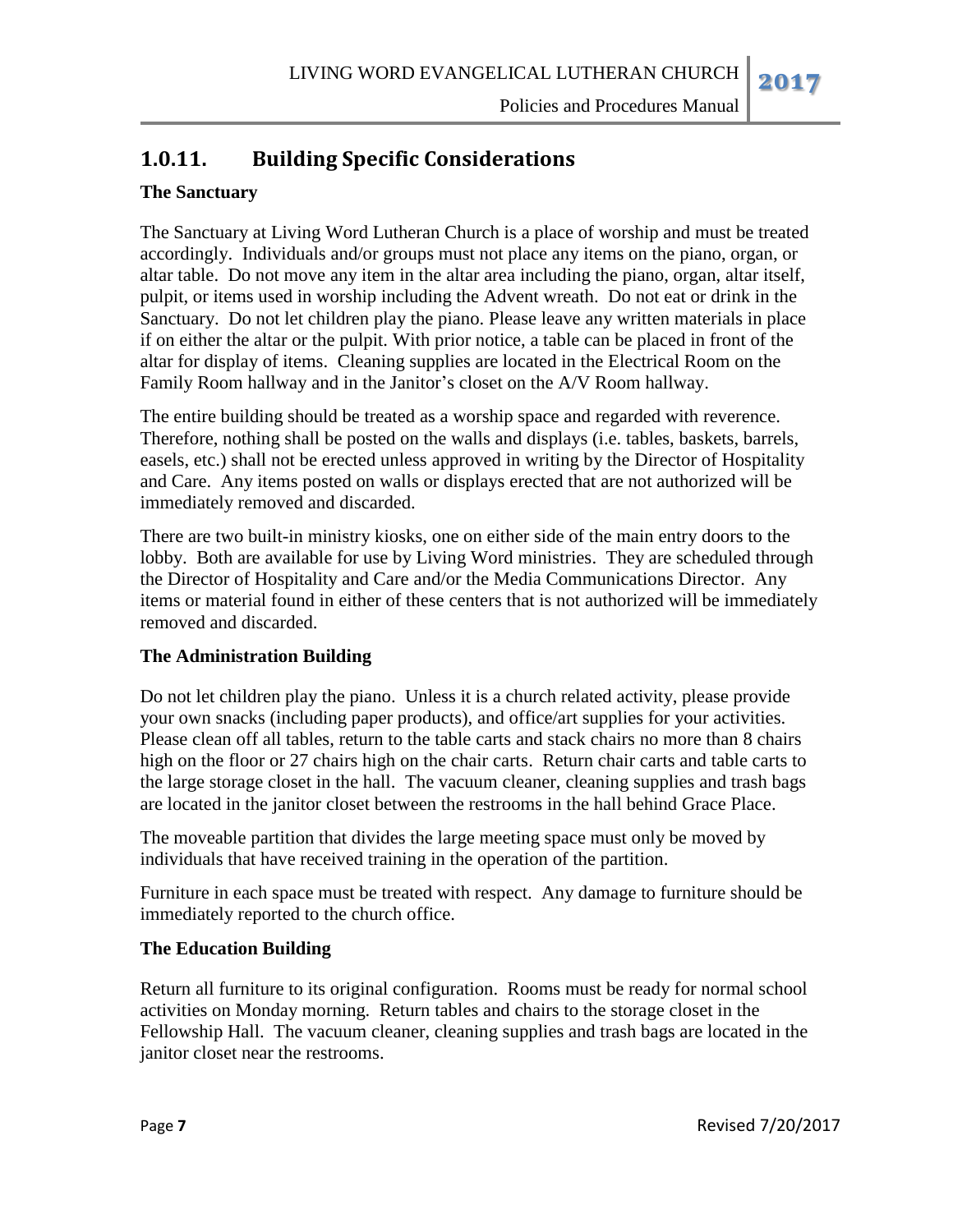## 1.0.11. Building Specific Considerations

**The Sanctuary**

The Sanctuary at Living Word Lutheran Church is a place of worship and must be treated accordingly. Individuals and/or groups must not place any items on the piano, organ, or altar table. Do not move any item in the altar area including the piano, organ, altar itself, pulpit, or items used in worship including the Advent wreath. Do not eat or drink in the Sanctuary. Do not let children play the piano. Please leave any written materials in place if on either the altar or the pulpit. With prior notice, a table can be placed in front of the altar for display of items. Cleaning supplies are located in the Electrical Room on the Family Room hallway and in the Janitor's closet on the A/V Room hallway.

The entire building should be treated as a worship space and regarded with reverence. Therefore, nothing shall be posted on the walls and displays (i.e. tables, baskets, barrels, easels, etc.) shall not be erected unless approved in writing by the Director of Hospitality and Care. Any items posted on walls or displays erected that are not authorized will be immediately removed and discarded.

There are two built-in ministry kiosks, one on either side of the main entry doors to the lobby. Both are available for use by Living Word ministries. They are scheduled through the Director of Hospitality and Care and/or the Media Communications Director. Any items or material found in either of these centers that is not authorized will be immediately removed and discarded.

**The Administration Building**

Do not let children play the piano. Unless it is a church related activity, please provide your own snacks (including paper products), and office/art supplies for your activities. Please clean off all tables, return to the table carts and stack chairs no more than 8 chairs high on the floor or 27 chairs high on the chair carts. Return chair carts and table carts to the large storage closet in the hall. The vacuum cleaner, cleaning supplies and trash bags are located in the janitor closet between the restrooms in the hall behind Grace Place.

The moveable partition that divides the large meeting space must only be moved by individuals that have received training in the operation of the partition.

Furniture in each space must be treated with respect. Any damage to furniture should be immediately reported to the church office.

**The Education Building**

Return all furniture to its original configuration. Rooms must be ready for normal school activities on Monday morning. Return tables and chairs to the storage closet in the Fellowship Hall. The vacuum cleaner, cleaning supplies and trash bags are located in the janitor closet near the restrooms.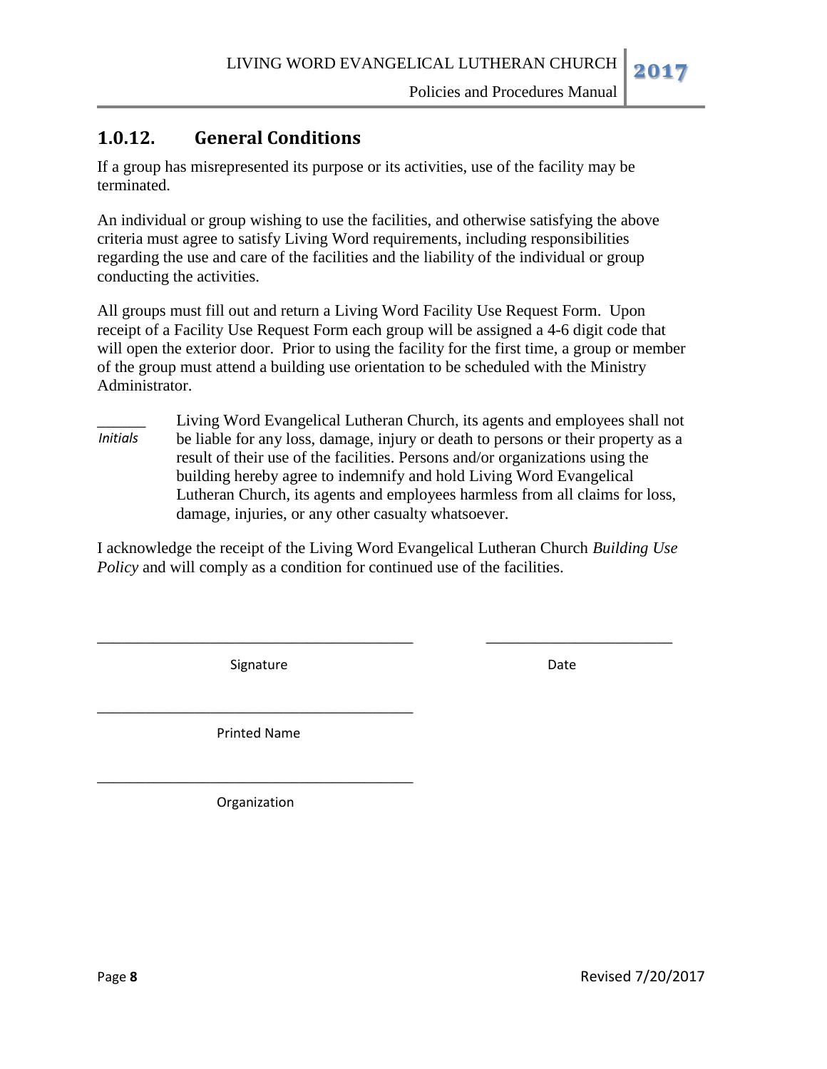## 1.0.12. General Conditions

If a group has misrepresented its purpose or its activities, use of the facility may be terminated.

An individual or group wishing to use the facilities, and otherwise satisfying the above criteria must agree to satisfy Living Word requirements, including responsibilities regarding the use and care of the facilities and the liability of the individual or group conducting the activities.

All groups must fill out and return a Living Word Facility Use Request Form. Upon receipt of a Facility Use Request Form each group will be assigned a 4-6 digit code that will open the exterior door. Prior to using the facility for the first time, a group or member of the group must attend a building use orientation to be scheduled with the Ministry Administrator.

______
*Initials*

Living Word Evangelical Lutheran Church, its agents and employees shall not be liable for any loss, damage, injury or death to persons or their property as a result of their use of the facilities. Persons and/or organizations using the building hereby agree to indemnify and hold Living Word Evangelical Lutheran Church, its agents and employees harmless from all claims for loss, damage, injuries, or any other casualty whatsoever.

I acknowledge the receipt of the Living Word Evangelical Lutheran Church *Building Use Policy* and will comply as a condition for continued use of the facilities.

_________________________________________ ________________________

Signature Date

_________________________________________

Printed Name

_________________________________________

Organization